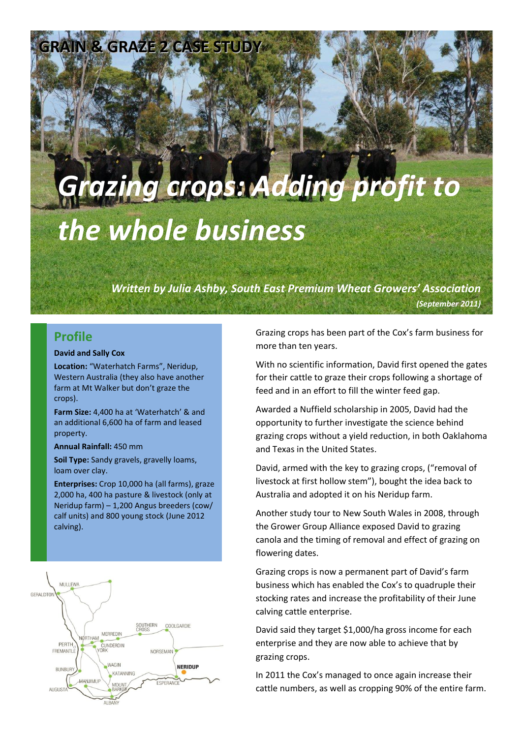GRAIN & GRAZE 2 CASE STUDY

# Grazing crops: Adding profit to the whole business

*Written by Julia Ashby, South East Premium Wheat Growers' Association*

*(September 2011)*

## Profile

**David and Sally Cox**

**Location:** "Waterhatch Farms", Neridup, Western Australia (they also have another farm at Mt Walker but don't graze the crops).

**Farm Size:** 4,400 ha at 'Waterhatch' & and an additional 6,600 ha of farm and leased property.

**Annual Rainfall:** 450 mm

**Soil Type:** Sandy gravels, gravelly loams, loam over clay.

**Enterprises:** Crop 10,000 ha (all farms), graze 2,000 ha, 400 ha pasture & livestock (only at Neridup farm) – 1,200 Angus breeders (cow/calf units) and 800 young stock (June 2012 calving).

Grazing crops has been part of the Cox's farm business for more than ten years.

With no scientific information, David first opened the gates for their cattle to graze their crops following a shortage of feed and in an effort to fill the winter feed gap.

Awarded a Nuffield scholarship in 2005, David had the opportunity to further investigate the science behind grazing crops without a yield reduction, in both Oaklahoma and Texas in the United States.

David, armed with the key to grazing crops, ("removal of livestock at first hollow stem"), bought the idea back to Australia and adopted it on his Neridup farm.

Another study tour to New South Wales in 2008, through the Grower Group Alliance exposed David to grazing canola and the timing of removal and effect of grazing on flowering dates.

Grazing crops is now a permanent part of David's farm business which has enabled the Cox's to quadruple their stocking rates and increase the profitability of their June calving cattle enterprise.

David said they target $1,000/ha gross income for each enterprise and they are now able to achieve that by grazing crops.

In 2011 the Cox's managed to once again increase their cattle numbers, as well as cropping 90% of the entire farm.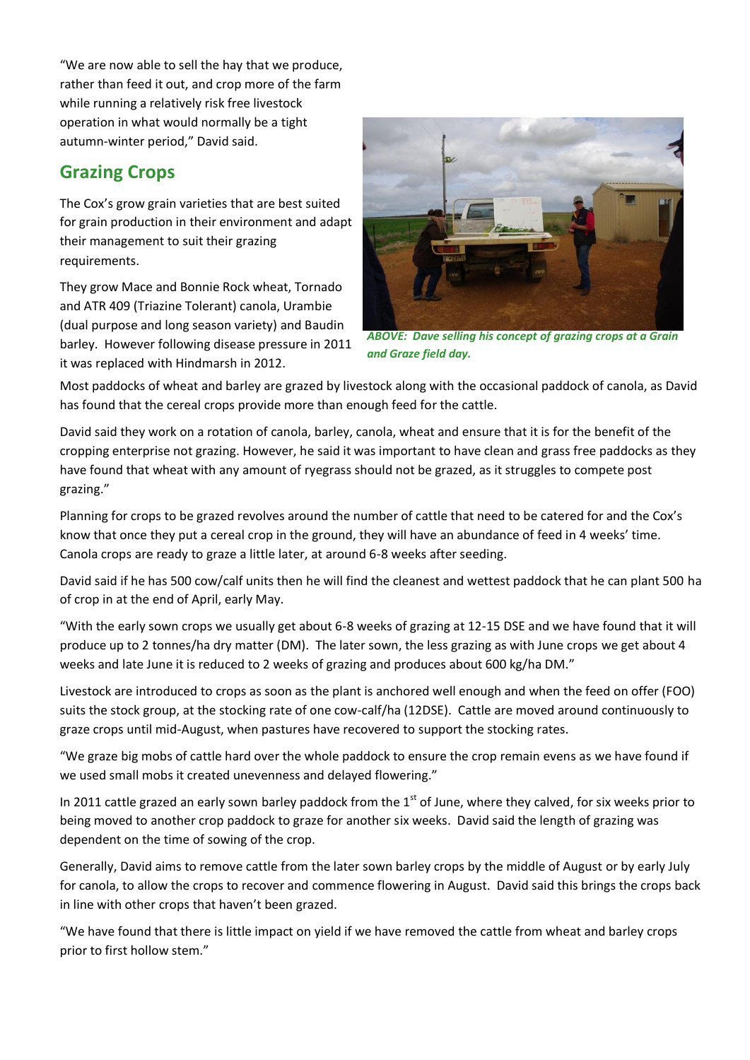"We are now able to sell the hay that we produce, rather than feed it out, and crop more of the farm while running a relatively risk free livestock operation in what would normally be a tight autumn-winter period," David said.

## Grazing Crops

The Cox's grow grain varieties that are best suited for grain production in their environment and adapt their management to suit their grazing requirements.

They grow Mace and Bonnie Rock wheat, Tornado and ATR 409 (Triazine Tolerant) canola, Urambie (dual purpose and long season variety) and Baudin barley. However following disease pressure in 2011 it was replaced with Hindmarsh in 2012.

*ABOVE: Dave selling his concept of grazing crops at a Grain and Graze field day.*

Most paddocks of wheat and barley are grazed by livestock along with the occasional paddock of canola, as David has found that the cereal crops provide more than enough feed for the cattle.

David said they work on a rotation of canola, barley, canola, wheat and ensure that it is for the benefit of the cropping enterprise not grazing. However, he said it was important to have clean and grass free paddocks as they have found that wheat with any amount of ryegrass should not be grazed, as it struggles to compete post grazing."

Planning for crops to be grazed revolves around the number of cattle that need to be catered for and the Cox's know that once they put a cereal crop in the ground, they will have an abundance of feed in 4 weeks' time. Canola crops are ready to graze a little later, at around 6-8 weeks after seeding.

David said if he has 500 cow/calf units then he will find the cleanest and wettest paddock that he can plant 500 ha of crop in at the end of April, early May.

"With the early sown crops we usually get about 6-8 weeks of grazing at 12-15 DSE and we have found that it will produce up to 2 tonnes/ha dry matter (DM). The later sown, the less grazing as with June crops we get about 4 weeks and late June it is reduced to 2 weeks of grazing and produces about 600 kg/ha DM."

Livestock are introduced to crops as soon as the plant is anchored well enough and when the feed on offer (FOO) suits the stock group, at the stocking rate of one cow-calf/ha (12DSE). Cattle are moved around continuously to graze crops until mid-August, when pastures have recovered to support the stocking rates.

"We graze big mobs of cattle hard over the whole paddock to ensure the crop remain evens as we have found if we used small mobs it created unevenness and delayed flowering."

In 2011 cattle grazed an early sown barley paddock from the 1st of June, where they calved, for six weeks prior to being moved to another crop paddock to graze for another six weeks. David said the length of grazing was dependent on the time of sowing of the crop.

Generally, David aims to remove cattle from the later sown barley crops by the middle of August or by early July for canola, to allow the crops to recover and commence flowering in August. David said this brings the crops back in line with other crops that haven't been grazed.

"We have found that there is little impact on yield if we have removed the cattle from wheat and barley crops prior to first hollow stem."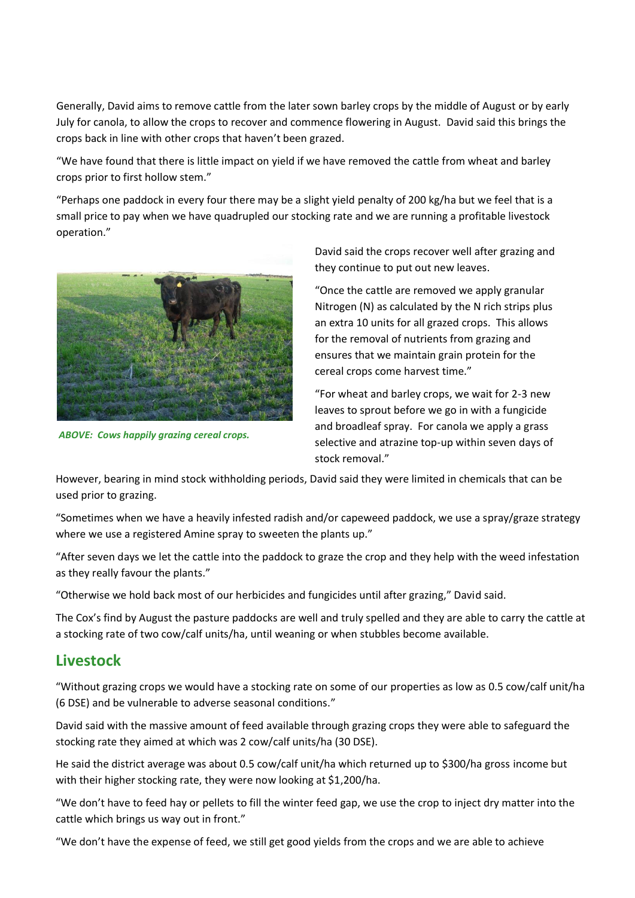Generally, David aims to remove cattle from the later sown barley crops by the middle of August or by early July for canola, to allow the crops to recover and commence flowering in August. David said this brings the crops back in line with other crops that haven't been grazed.

"We have found that there is little impact on yield if we have removed the cattle from wheat and barley crops prior to first hollow stem."

"Perhaps one paddock in every four there may be a slight yield penalty of 200 kg/ha but we feel that is a small price to pay when we have quadrupled our stocking rate and we are running a profitable livestock operation."

***ABOVE: Cows happily grazing cereal crops.***

David said the crops recover well after grazing and they continue to put out new leaves.

"Once the cattle are removed we apply granular Nitrogen (N) as calculated by the N rich strips plus an extra 10 units for all grazed crops. This allows for the removal of nutrients from grazing and ensures that we maintain grain protein for the cereal crops come harvest time."

"For wheat and barley crops, we wait for 2-3 new leaves to sprout before we go in with a fungicide and broadleaf spray. For canola we apply a grass selective and atrazine top-up within seven days of stock removal."

However, bearing in mind stock withholding periods, David said they were limited in chemicals that can be used prior to grazing.

"Sometimes when we have a heavily infested radish and/or capeweed paddock, we use a spray/graze strategy where we use a registered Amine spray to sweeten the plants up."

"After seven days we let the cattle into the paddock to graze the crop and they help with the weed infestation as they really favour the plants."

"Otherwise we hold back most of our herbicides and fungicides until after grazing," David said.

The Cox's find by August the pasture paddocks are well and truly spelled and they are able to carry the cattle at a stocking rate of two cow/calf units/ha, until weaning or when stubbles become available.

## Livestock

"Without grazing crops we would have a stocking rate on some of our properties as low as 0.5 cow/calf unit/ha (6 DSE) and be vulnerable to adverse seasonal conditions."

David said with the massive amount of feed available through grazing crops they were able to safeguard the stocking rate they aimed at which was 2 cow/calf units/ha (30 DSE).

He said the district average was about 0.5 cow/calf unit/ha which returned up to $300/ha gross income but with their higher stocking rate, they were now looking at $1,200/ha.

"We don't have to feed hay or pellets to fill the winter feed gap, we use the crop to inject dry matter into the cattle which brings us way out in front."

"We don't have the expense of feed, we still get good yields from the crops and we are able to achieve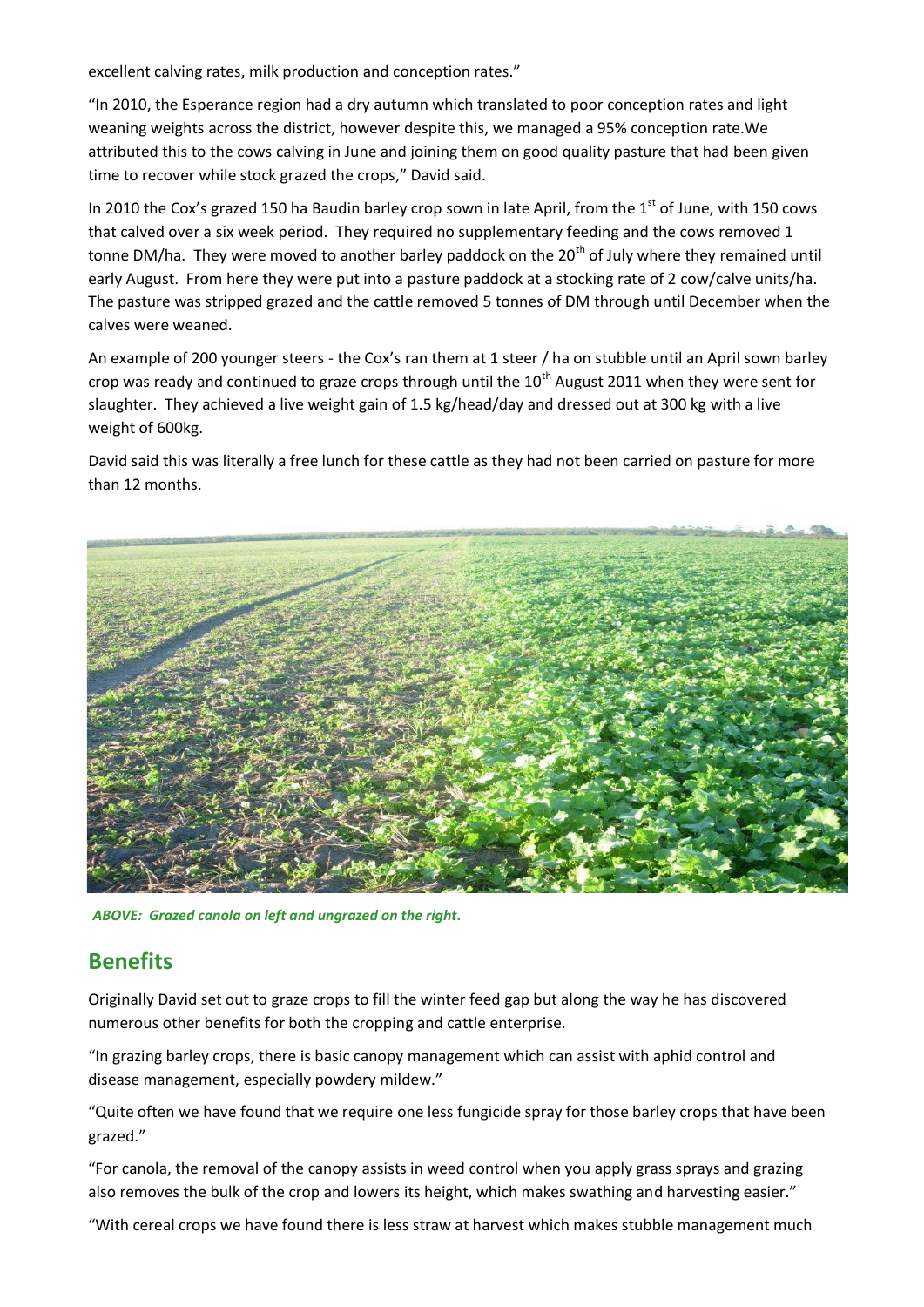excellent calving rates, milk production and conception rates."

"In 2010, the Esperance region had a dry autumn which translated to poor conception rates and light weaning weights across the district, however despite this, we managed a 95% conception rate.We attributed this to the cows calving in June and joining them on good quality pasture that had been given time to recover while stock grazed the crops," David said.

In 2010 the Cox's grazed 150 ha Baudin barley crop sown in late April, from the 1st of June, with 150 cows that calved over a six week period. They required no supplementary feeding and the cows removed 1 tonne DM/ha. They were moved to another barley paddock on the 20th of July where they remained until early August. From here they were put into a pasture paddock at a stocking rate of 2 cow/calve units/ha. The pasture was stripped grazed and the cattle removed 5 tonnes of DM through until December when the calves were weaned.

An example of 200 younger steers - the Cox's ran them at 1 steer / ha on stubble until an April sown barley crop was ready and continued to graze crops through until the 10th August 2011 when they were sent for slaughter. They achieved a live weight gain of 1.5 kg/head/day and dressed out at 300 kg with a live weight of 600kg.

David said this was literally a free lunch for these cattle as they had not been carried on pasture for more than 12 months.

*ABOVE: Grazed canola on left and ungrazed on the right.*

## Benefits

Originally David set out to graze crops to fill the winter feed gap but along the way he has discovered numerous other benefits for both the cropping and cattle enterprise.

"In grazing barley crops, there is basic canopy management which can assist with aphid control and disease management, especially powdery mildew."

"Quite often we have found that we require one less fungicide spray for those barley crops that have been grazed."

"For canola, the removal of the canopy assists in weed control when you apply grass sprays and grazing also removes the bulk of the crop and lowers its height, which makes swathing and harvesting easier."

"With cereal crops we have found there is less straw at harvest which makes stubble management much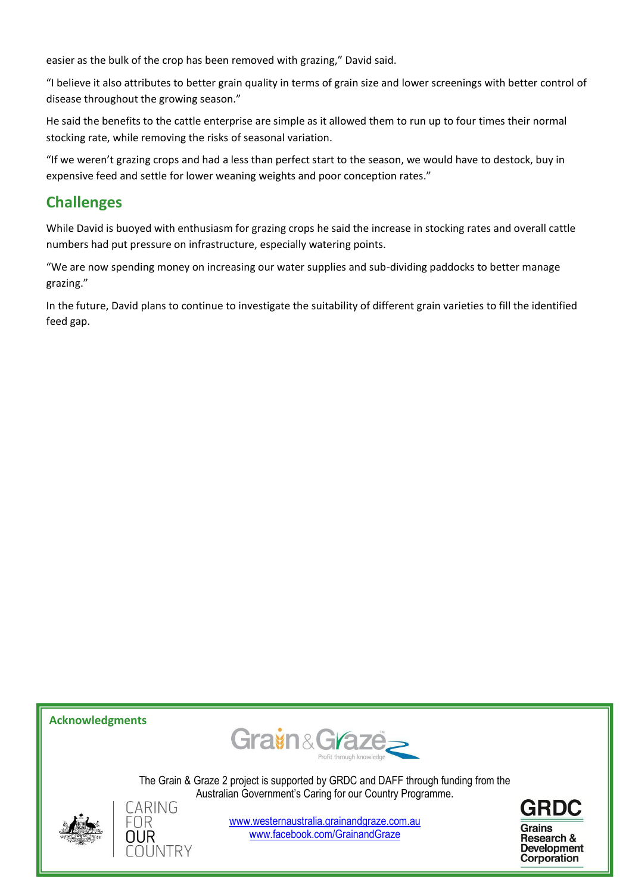easier as the bulk of the crop has been removed with grazing," David said.

"I believe it also attributes to better grain quality in terms of grain size and lower screenings with better control of disease throughout the growing season."

He said the benefits to the cattle enterprise are simple as it allowed them to run up to four times their normal stocking rate, while removing the risks of seasonal variation.

"If we weren't grazing crops and had a less than perfect start to the season, we would have to destock, buy in expensive feed and settle for lower weaning weights and poor conception rates."

## Challenges

While David is buoyed with enthusiasm for grazing crops he said the increase in stocking rates and overall cattle numbers had put pressure on infrastructure, especially watering points.

"We are now spending money on increasing our water supplies and sub-dividing paddocks to better manage grazing."

In the future, David plans to continue to investigate the suitability of different grain varieties to fill the identified feed gap.

**Acknowledgments**

Grain & Graze — Profit through knowledge

The Grain & Graze 2 project is supported by GRDC and DAFF through funding from the Australian Government's Caring for our Country Programme.

CARING FOR OUR COUNTRY

www.westernaustralia.grainandgraze.com.au
www.facebook.com/GrainandGraze

GRDC Grains Research & Development Corporation